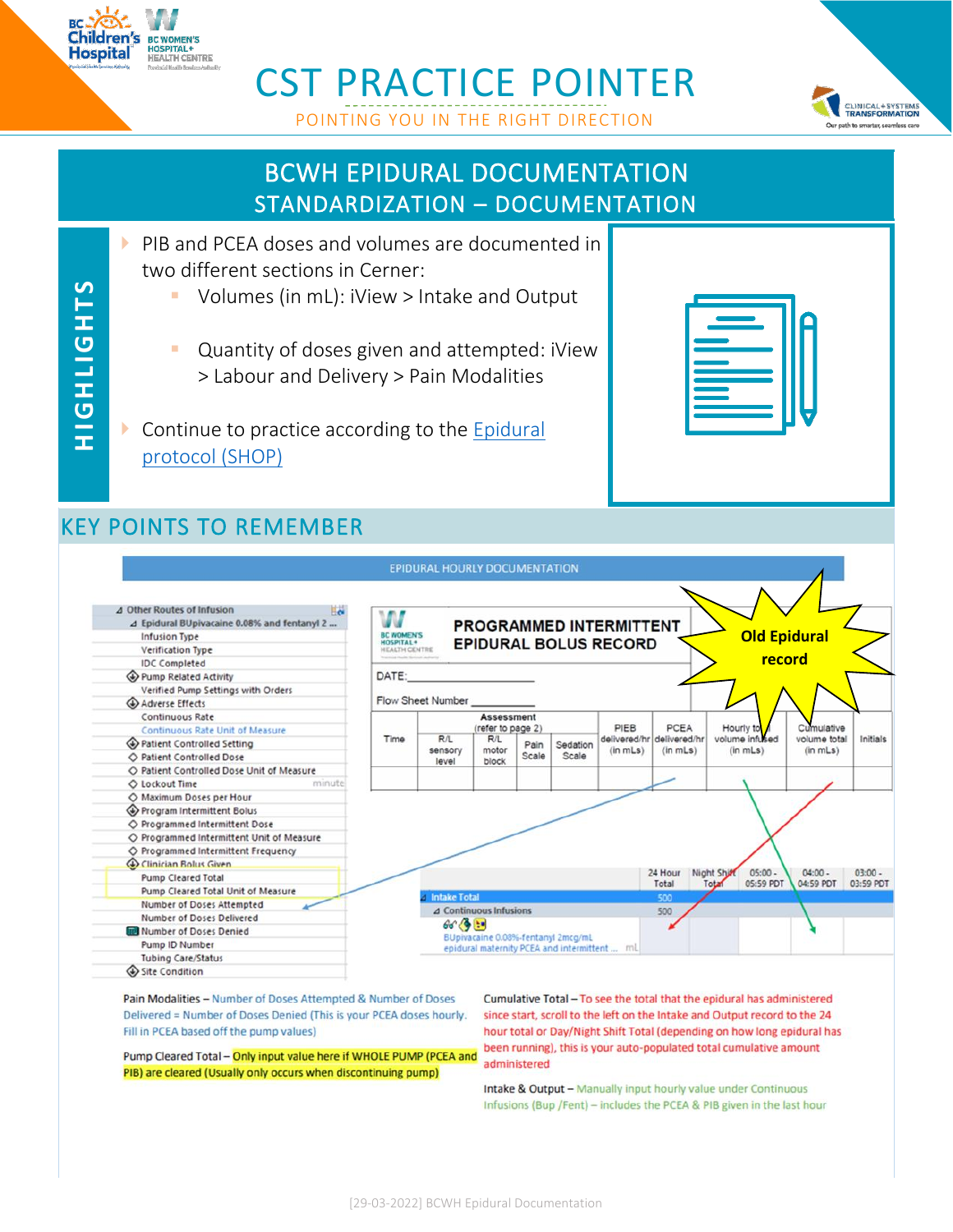# CST PRACTICE POINTER

POINTING YOU IN THE RIGHT DIRECTION

## BCWH EPIDURAL DOCUMENTATION STANDARDIZATION – DOCUMENTATION

### HIGHLIGHTS

- PIB and PCEA doses and volumes are documented in two different sections in Cerner:
  - Volumes (in mL): iView > Intake and Output
  - Quantity of doses given and attempted: iView > Labour and Delivery > Pain Modalities
- Continue to practice according to the Epidural protocol (SHOP)

## KEY POINTS TO REMEMBER

EPIDURAL HOURLY DOCUMENTATION

- Other Routes of Infusion
  - Epidural BUpivacaine 0.08% and fentanyl 2 ...
    - Infusion Type
    - Verification Type
    - IDC Completed
    - Pump Related Activity
    - Verified Pump Settings with Orders
    - Adverse Effects
    - Continuous Rate
    - Continuous Rate Unit of Measure
    - Patient Controlled Setting
    - Patient Controlled Dose
    - Patient Controlled Dose Unit of Measure
    - Lockout Time (minute)
    - Maximum Doses per Hour
    - Program Intermittent Bolus
    - Programmed Intermittent Dose
    - Programmed Intermittent Unit of Measure
    - Programmed Intermittent Frequency
    - Clinician Bolus Given
    - Pump Cleared Total
    - Pump Cleared Total Unit of Measure
    - Number of Doses Attempted
    - Number of Doses Delivered
    - Number of Doses Denied
    - Pump ID Number
    - Tubing Care/Status
    - Site Condition

**PROGRAMMED INTERMITTENT EPIDURAL BOLUS RECORD** (Old Epidural record)

DATE: ____________

Flow Sheet Number ________

| Time | Assessment (refer to page 2) R/L sensory level | R/L motor block | Pain Scale | Sedation Scale | PIEB delivered/hr (in mLs) | PCEA delivered/hr (in mLs) | Hourly total volume infused (in mLs) | Cumulative volume total (in mLs) | Initials |
|---|---|---|---|---|---|---|---|---|---|
| | | | | | | | | | |

| | 24 Hour Total | Night Shift Total | 05:00 - 05:59 PDT | 04:00 - 04:59 PDT | 03:00 - 03:59 PDT |
|---|---|---|---|---|---|
| Intake Total | 500 | | | | |
| Continuous Infusions | 500 | | | | |
| BUpivacaine 0.08%-fentanyl 2mcg/mL epidural maternity PCEA and intermittent ... mL | | | | | |

Pain Modalities – Number of Doses Attempted & Number of Doses Delivered = Number of Doses Denied (This is your PCEA doses hourly. Fill in PCEA based off the pump values)

Pump Cleared Total – Only input value here if WHOLE PUMP (PCEA and PIB) are cleared (Usually only occurs when discontinuing pump)

Cumulative Total – To see the total that the epidural has administered since start, scroll to the left on the Intake and Output record to the 24 hour total or Day/Night Shift Total (depending on how long epidural has been running), this is your auto-populated total cumulative amount administered

Intake & Output – Manually input hourly value under Continuous Infusions (Bup /Fent) – includes the PCEA & PIB given in the last hour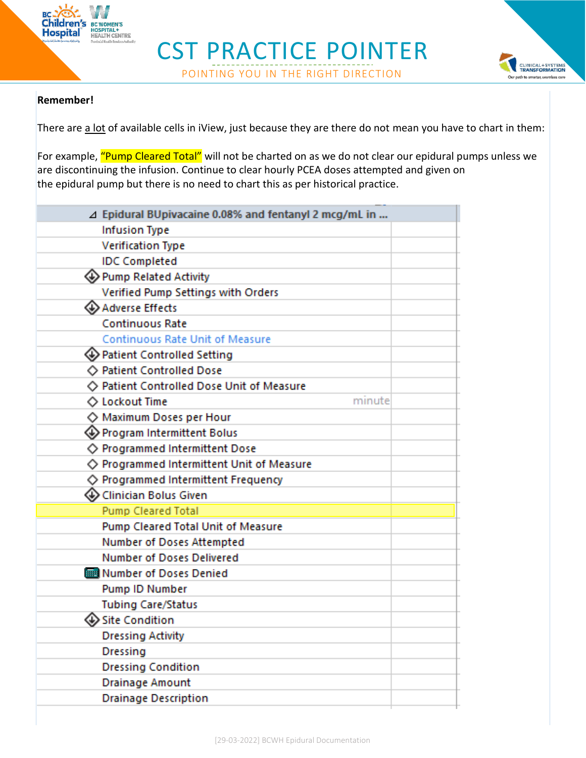**Remember!**

There are a lot of available cells in iView, just because they are there do not mean you have to chart in them:

For example, "Pump Cleared Total" will not be charted on as we do not clear our epidural pumps unless we are discontinuing the infusion. Continue to clear hourly PCEA doses attempted and given on the epidural pump but there is no need to chart this as per historical practice.

| Epidural BUpivacaine 0.08% and fentanyl 2 mcg/mL in ... | |
|---|---|
| Infusion Type | |
| Verification Type | |
| IDC Completed | |
| Pump Related Activity | |
| Verified Pump Settings with Orders | |
| Adverse Effects | |
| Continuous Rate | |
| Continuous Rate Unit of Measure | |
| Patient Controlled Setting | |
| Patient Controlled Dose | |
| Patient Controlled Dose Unit of Measure | |
| Lockout Time minute | |
| Maximum Doses per Hour | |
| Program Intermittent Bolus | |
| Programmed Intermittent Dose | |
| Programmed Intermittent Unit of Measure | |
| Programmed Intermittent Frequency | |
| Clinician Bolus Given | |
| Pump Cleared Total | |
| Pump Cleared Total Unit of Measure | |
| Number of Doses Attempted | |
| Number of Doses Delivered | |
| Number of Doses Denied | |
| Pump ID Number | |
| Tubing Care/Status | |
| Site Condition | |
| Dressing Activity | |
| Dressing | |
| Dressing Condition | |
| Drainage Amount | |
| Drainage Description | |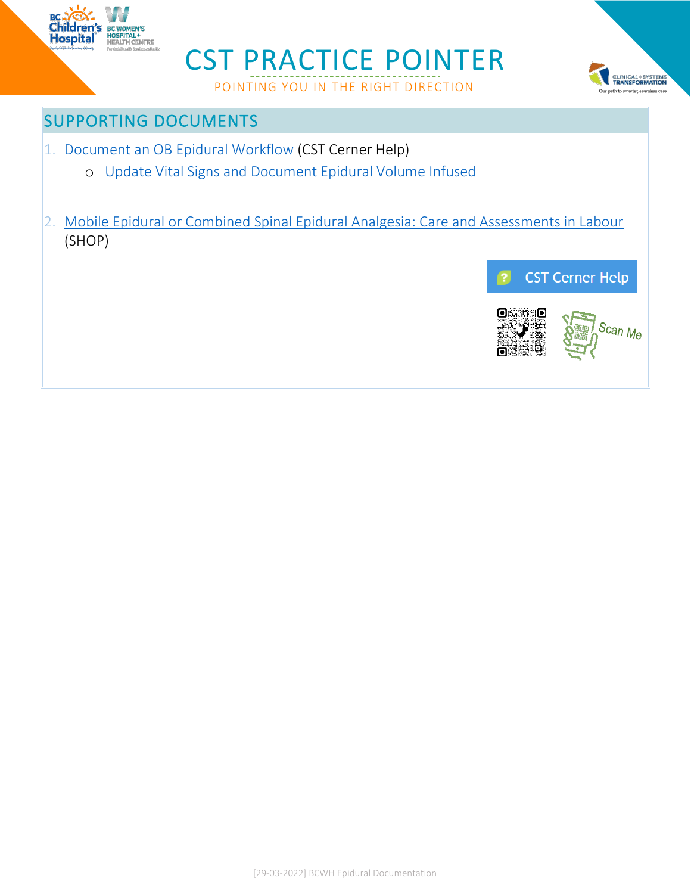## SUPPORTING DOCUMENTS

1. Document an OB Epidural Workflow (CST Cerner Help)
   - Update Vital Signs and Document Epidural Volume Infused

2. Mobile Epidural or Combined Spinal Epidural Analgesia: Care and Assessments in Labour (SHOP)

CST Cerner Help

Scan Me